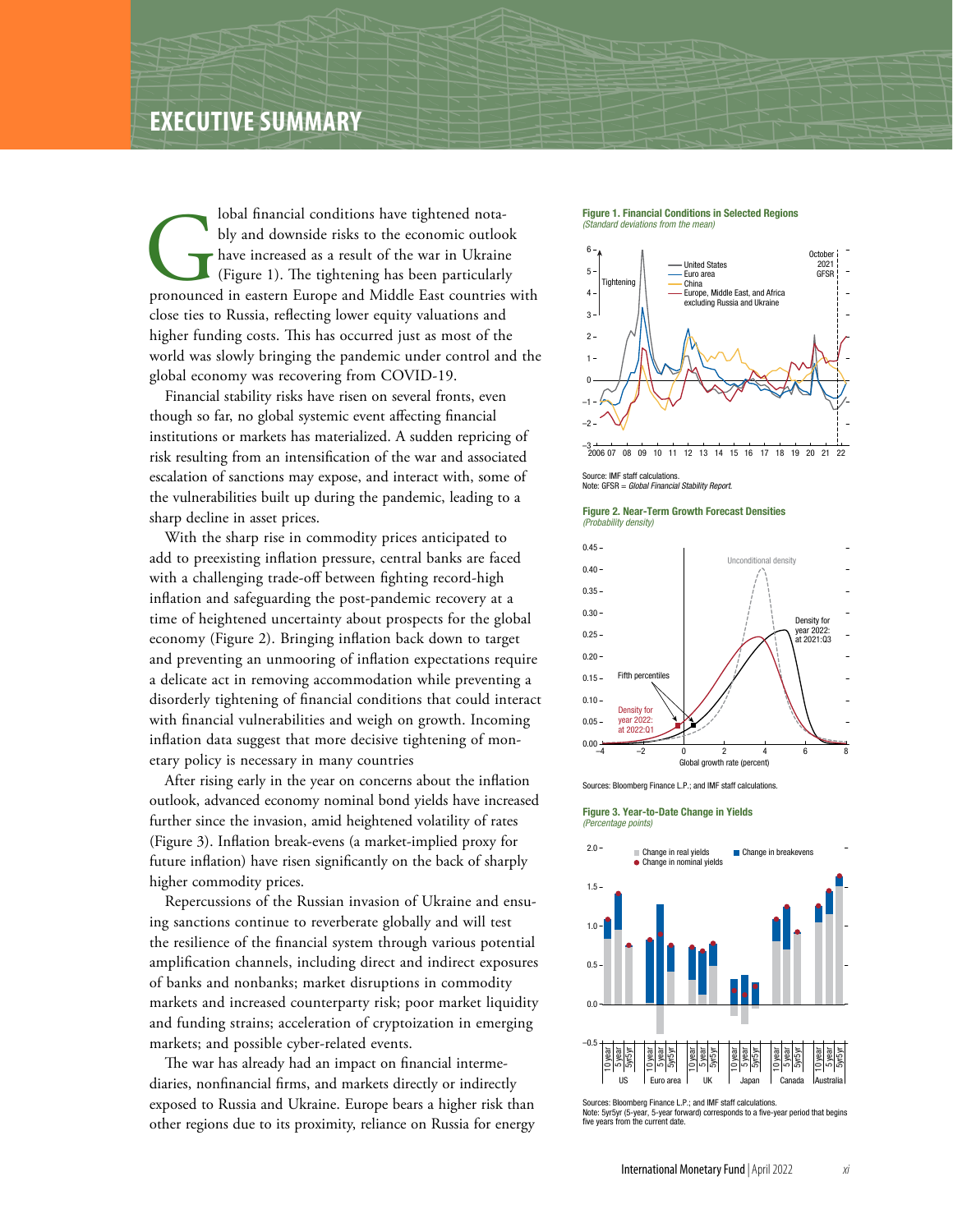# EXECUTIVE SUMMARY

Global financial conditions have tightened notably and downside risks to the economic outlook have increased as a result of the war in Ukraine (Figure 1). The tightening has been particularly pronounced in eastern Europe and Middle East countries with close ties to Russia, reflecting lower equity valuations and higher funding costs. This has occurred just as most of the world was slowly bringing the pandemic under control and the global economy was recovering from COVID-19.

Financial stability risks have risen on several fronts, even though so far, no global systemic event affecting financial institutions or markets has materialized. A sudden repricing of risk resulting from an intensification of the war and associated escalation of sanctions may expose, and interact with, some of the vulnerabilities built up during the pandemic, leading to a sharp decline in asset prices.

With the sharp rise in commodity prices anticipated to add to preexisting inflation pressure, central banks are faced with a challenging trade-off between fighting record-high inflation and safeguarding the post-pandemic recovery at a time of heightened uncertainty about prospects for the global economy (Figure 2). Bringing inflation back down to target and preventing an unmooring of inflation expectations require a delicate act in removing accommodation while preventing a disorderly tightening of financial conditions that could interact with financial vulnerabilities and weigh on growth. Incoming inflation data suggest that more decisive tightening of monetary policy is necessary in many countries

After rising early in the year on concerns about the inflation outlook, advanced economy nominal bond yields have increased further since the invasion, amid heightened volatility of rates (Figure 3). Inflation break-evens (a market-implied proxy for future inflation) have risen significantly on the back of sharply higher commodity prices.

Repercussions of the Russian invasion of Ukraine and ensuing sanctions continue to reverberate globally and will test the resilience of the financial system through various potential amplification channels, including direct and indirect exposures of banks and nonbanks; market disruptions in commodity markets and increased counterparty risk; poor market liquidity and funding strains; acceleration of cryptoization in emerging markets; and possible cyber-related events.

The war has already had an impact on financial intermediaries, nonfinancial firms, and markets directly or indirectly exposed to Russia and Ukraine. Europe bears a higher risk than other regions due to its proximity, reliance on Russia for energy

**Figure 1. Financial Conditions in Selected Regions**
*(Standard deviations from the mean)*

Tightening
United States
Euro area
China
Europe, Middle East, and Africa excluding Russia and Ukraine
October 2021 GFSR
6
5
4
3
2
1
0
–1
–2
–3
2006 07 08 09 10 11 12 13 14 15 16 17 18 19 20 21 22

Source: IMF staff calculations.
Note: GFSR = *Global Financial Stability Report.*

**Figure 2. Near-Term Growth Forecast Densities**
*(Probability density)*

Unconditional density
Density for year 2022: at 2021:Q3
Fifth percentiles
Density for year 2022: at 2022:Q1
0.45
0.40
0.35
0.30
0.25
0.20
0.15
0.10
0.05
0.00
–4 –2 0 2 4 6 8
Global growth rate (percent)

Sources: Bloomberg Finance L.P.; and IMF staff calculations.

**Figure 3. Year-to-Date Change in Yields**
*(Percentage points)*

Change in real yields
Change in breakevens
Change in nominal yields
2.0
1.5
1.0
0.5
0.0
–0.5
10 year 5 year 5yr5yr
US Euro area UK Japan Canada Australia

Sources: Bloomberg Finance L.P.; and IMF staff calculations.
Note: 5yr5yr (5-year, 5-year forward) corresponds to a five-year period that begins five years from the current date.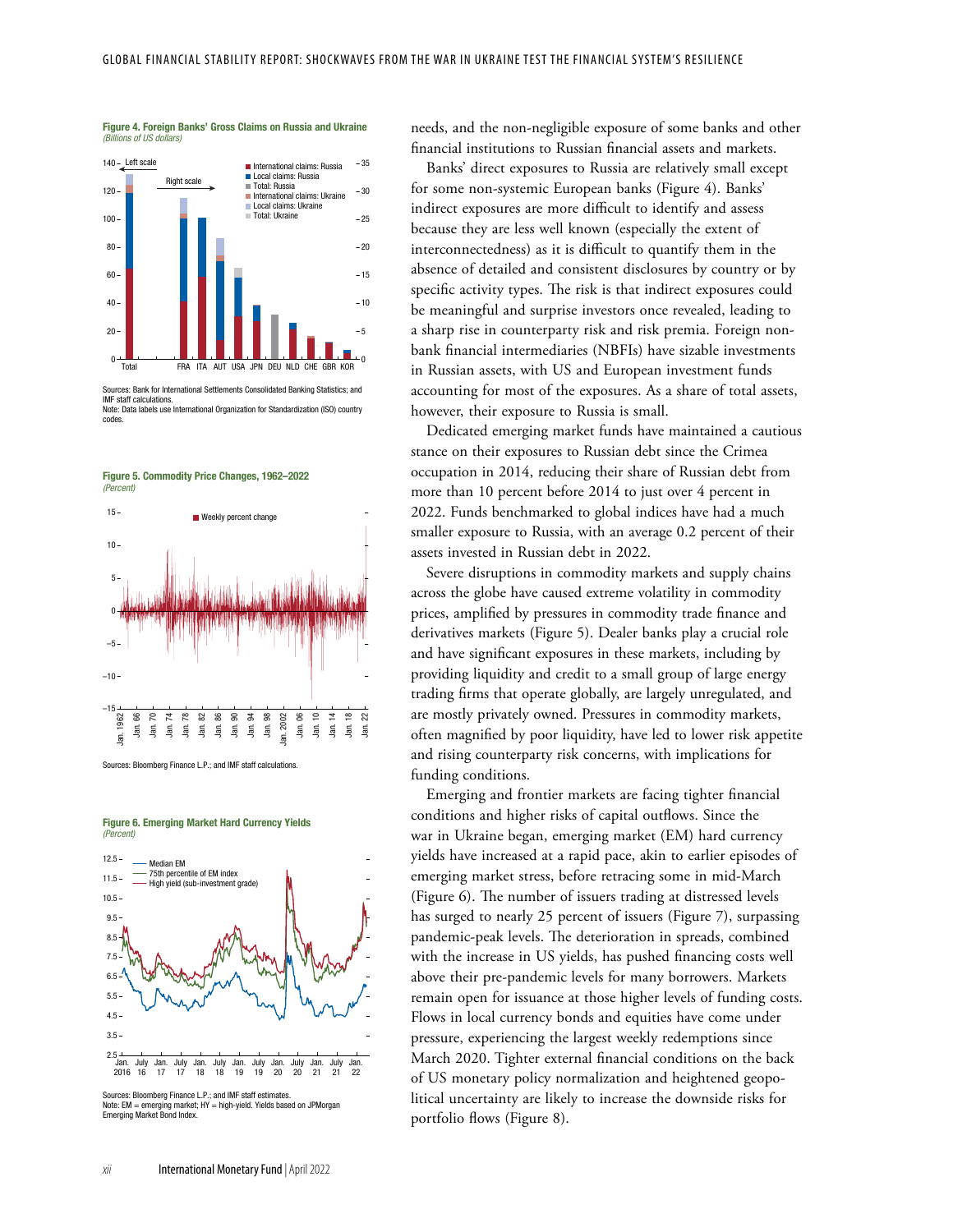**Figure 4. Foreign Banks' Gross Claims on Russia and Ukraine**
*(Billions of US dollars)*

140 – Left scale
Right scale
120
100
80
60
40
20
0
35
30
25
20
15
10
5
0
International claims: Russia
Local claims: Russia
Total: Russia
International claims: Ukraine
Local claims: Ukraine
Total: Ukraine
Total FRA ITA AUT USA JPN DEU NLD CHE GBR KOR

Sources: Bank for International Settlements Consolidated Banking Statistics; and IMF staff calculations.
Note: Data labels use International Organization for Standardization (ISO) country codes.

**Figure 5. Commodity Price Changes, 1962–2022**
*(Percent)*

Weekly percent change
15
10
5
0
–5
–10
–15
Jan. 1962 Jan. 66 Jan. 70 Jan. 74 Jan. 78 Jan. 82 Jan. 86 Jan. 90 Jan. 94 Jan. 98 Jan. 2002 Jan. 06 Jan. 10 Jan. 14 Jan. 18 Jan. 22

Sources: Bloomberg Finance L.P.; and IMF staff calculations.

**Figure 6. Emerging Market Hard Currency Yields**
*(Percent)*

Median EM
75th percentile of EM index
High yield (sub-investment grade)
12.5
11.5
10.5
9.5
8.5
7.5
6.5
5.5
4.5
3.5
2.5
Jan. 2016 July 16 Jan. 17 July 17 Jan. 18 July 18 Jan. 19 July 19 Jan. 20 July 20 Jan. 21 July 21 Jan. 22

Sources: Bloomberg Finance L.P.; and IMF staff estimates.
Note: EM = emerging market; HY = high-yield. Yields based on JPMorgan Emerging Market Bond Index.

needs, and the non-negligible exposure of some banks and other financial institutions to Russian financial assets and markets.

Banks' direct exposures to Russia are relatively small except for some non-systemic European banks (Figure 4). Banks' indirect exposures are more difficult to identify and assess because they are less well known (especially the extent of interconnectedness) as it is difficult to quantify them in the absence of detailed and consistent disclosures by country or by specific activity types. The risk is that indirect exposures could be meaningful and surprise investors once revealed, leading to a sharp rise in counterparty risk and risk premia. Foreign nonbank financial intermediaries (NBFIs) have sizable investments in Russian assets, with US and European investment funds accounting for most of the exposures. As a share of total assets, however, their exposure to Russia is small.

Dedicated emerging market funds have maintained a cautious stance on their exposures to Russian debt since the Crimea occupation in 2014, reducing their share of Russian debt from more than 10 percent before 2014 to just over 4 percent in 2022. Funds benchmarked to global indices have had a much smaller exposure to Russia, with an average 0.2 percent of their assets invested in Russian debt in 2022.

Severe disruptions in commodity markets and supply chains across the globe have caused extreme volatility in commodity prices, amplified by pressures in commodity trade finance and derivatives markets (Figure 5). Dealer banks play a crucial role and have significant exposures in these markets, including by providing liquidity and credit to a small group of large energy trading firms that operate globally, are largely unregulated, and are mostly privately owned. Pressures in commodity markets, often magnified by poor liquidity, have led to lower risk appetite and rising counterparty risk concerns, with implications for funding conditions.

Emerging and frontier markets are facing tighter financial conditions and higher risks of capital outflows. Since the war in Ukraine began, emerging market (EM) hard currency yields have increased at a rapid pace, akin to earlier episodes of emerging market stress, before retracing some in mid-March (Figure 6). The number of issuers trading at distressed levels has surged to nearly 25 percent of issuers (Figure 7), surpassing pandemic-peak levels. The deterioration in spreads, combined with the increase in US yields, has pushed financing costs well above their pre-pandemic levels for many borrowers. Markets remain open for issuance at those higher levels of funding costs. Flows in local currency bonds and equities have come under pressure, experiencing the largest weekly redemptions since March 2020. Tighter external financial conditions on the back of US monetary policy normalization and heightened geopolitical uncertainty are likely to increase the downside risks for portfolio flows (Figure 8).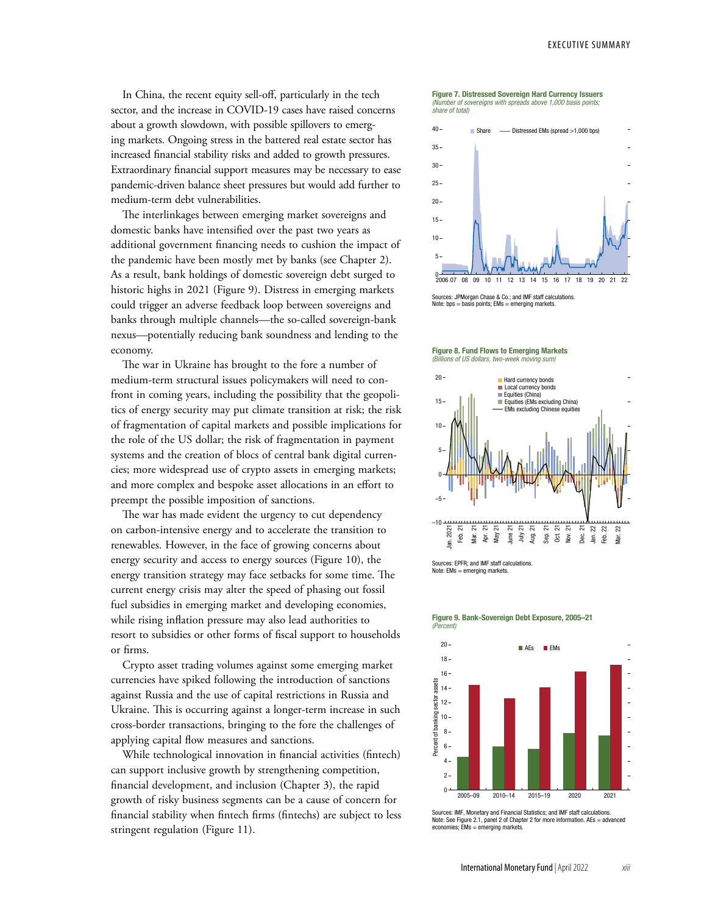In China, the recent equity sell-off, particularly in the tech sector, and the increase in COVID-19 cases have raised concerns about a growth slowdown, with possible spillovers to emerging markets. Ongoing stress in the battered real estate sector has increased financial stability risks and added to growth pressures. Extraordinary financial support measures may be necessary to ease pandemic-driven balance sheet pressures but would add further to medium-term debt vulnerabilities.

The interlinkages between emerging market sovereigns and domestic banks have intensified over the past two years as additional government financing needs to cushion the impact of the pandemic have been mostly met by banks (see Chapter 2). As a result, bank holdings of domestic sovereign debt surged to historic highs in 2021 (Figure 9). Distress in emerging markets could trigger an adverse feedback loop between sovereigns and banks through multiple channels—the so-called sovereign-bank nexus—potentially reducing bank soundness and lending to the economy.

The war in Ukraine has brought to the fore a number of medium-term structural issues policymakers will need to confront in coming years, including the possibility that the geopolitics of energy security may put climate transition at risk; the risk of fragmentation of capital markets and possible implications for the role of the US dollar; the risk of fragmentation in payment systems and the creation of blocs of central bank digital currencies; more widespread use of crypto assets in emerging markets; and more complex and bespoke asset allocations in an effort to preempt the possible imposition of sanctions.

The war has made evident the urgency to cut dependency on carbon-intensive energy and to accelerate the transition to renewables. However, in the face of growing concerns about energy security and access to energy sources (Figure 10), the energy transition strategy may face setbacks for some time. The current energy crisis may alter the speed of phasing out fossil fuel subsidies in emerging market and developing economies, while rising inflation pressure may also lead authorities to resort to subsidies or other forms of fiscal support to households or firms.

Crypto asset trading volumes against some emerging market currencies have spiked following the introduction of sanctions against Russia and the use of capital restrictions in Russia and Ukraine. This is occurring against a longer-term increase in such cross-border transactions, bringing to the fore the challenges of applying capital flow measures and sanctions.

While technological innovation in financial activities (fintech) can support inclusive growth by strengthening competition, financial development, and inclusion (Chapter 3), the rapid growth of risky business segments can be a cause of concern for financial stability when fintech firms (fintechs) are subject to less stringent regulation (Figure 11).

**Figure 7. Distressed Sovereign Hard Currency Issuers**
*(Number of sovereigns with spreads above 1,000 basis points; share of total)*

Share
Distressed EMs (spread >1,000 bps)
40
35
30
25
20
15
10
5
0
2006 07 08 09 10 11 12 13 14 15 16 17 18 19 20 21 22

Sources: JPMorgan Chase & Co.; and IMF staff calculations.
Note: bps = basis points; EMs = emerging markets.

**Figure 8. Fund Flows to Emerging Markets**
*(Billions of US dollars, two-week moving sum)*

Hard currency bonds
Local currency bonds
Equities (China)
Equities (EMs excluding China)
EMs excluding Chinese equities
20
15
10
5
0
–5
–10
Jan. 2021 Feb. 21 Mar. 21 Apr. 21 May 21 June 21 July 21 Aug. 21 Sep. 21 Oct. 21 Nov. 21 Dec. 21 Jan. 22 Feb. 22 Mar. 22

Sources: EPFR; and IMF staff calculations.
Note: EMs = emerging markets.

**Figure 9. Bank-Sovereign Debt Exposure, 2005–21**
*(Percent)*

AEs
EMs
Percent of banking sector assets
20
18
16
14
12
10
8
6
4
2
0
2005–09 2010–14 2015–19 2020 2021

Sources: IMF, Monetary and Financial Statistics; and IMF staff calculations.
Note: See Figure 2.1, panel 2 of Chapter 2 for more information. AEs = advanced economies; EMs = emerging markets.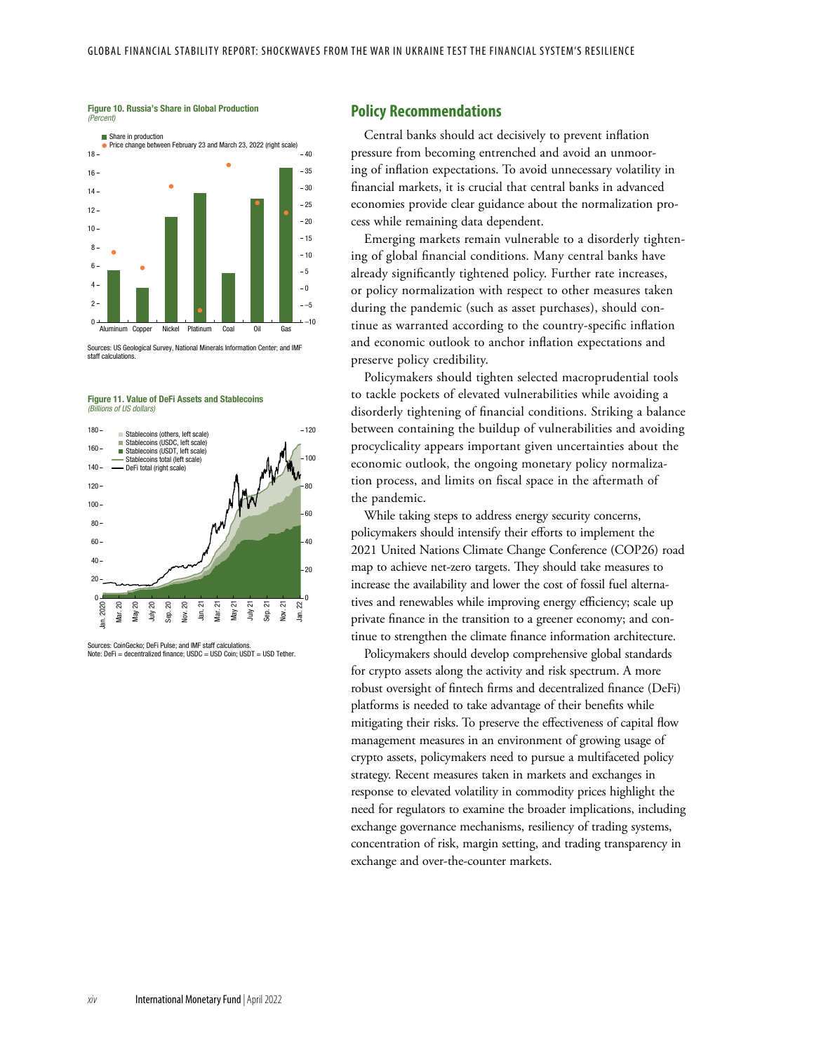**Figure 10. Russia's Share in Global Production**
*(Percent)*

Share in production
Price change between February 23 and March 23, 2022 (right scale)

18 – 16 – 14 – 12 – 10 – 8 – 6 – 4 – 2 – 0
40 – 35 – 30 – 25 – 20 – 15 – 10 – 5 – 0 – –5 – –10

Aluminum Copper Nickel Platinum Coal Oil Gas

Sources: US Geological Survey, National Minerals Information Center; and IMF staff calculations.

**Figure 11. Value of DeFi Assets and Stablecoins**
*(Billions of US dollars)*

Stablecoins (others, left scale)
Stablecoins (USDC, left scale)
Stablecoins (USDT, left scale)
Stablecoins total (left scale)
DeFi total (right scale)

180 – 160 – 140 – 120 – 100 – 80 – 60 – 40 – 20 – 0
120 – 100 – 80 – 60 – 40 – 20 – 0

Jan. 2020 Mar. 20 May 20 July 20 Sep. 20 Nov. 20 Jan. 21 Mar. 21 May 21 July 21 Sep. 21 Nov. 21 Jan. 22

Sources: CoinGecko; DeFi Pulse; and IMF staff calculations.
Note: DeFi = decentralized finance; USDC = USD Coin; USDT = USD Tether.

## Policy Recommendations

Central banks should act decisively to prevent inflation pressure from becoming entrenched and avoid an unmooring of inflation expectations. To avoid unnecessary volatility in financial markets, it is crucial that central banks in advanced economies provide clear guidance about the normalization process while remaining data dependent.

Emerging markets remain vulnerable to a disorderly tightening of global financial conditions. Many central banks have already significantly tightened policy. Further rate increases, or policy normalization with respect to other measures taken during the pandemic (such as asset purchases), should continue as warranted according to the country-specific inflation and economic outlook to anchor inflation expectations and preserve policy credibility.

Policymakers should tighten selected macroprudential tools to tackle pockets of elevated vulnerabilities while avoiding a disorderly tightening of financial conditions. Striking a balance between containing the buildup of vulnerabilities and avoiding procyclicality appears important given uncertainties about the economic outlook, the ongoing monetary policy normalization process, and limits on fiscal space in the aftermath of the pandemic.

While taking steps to address energy security concerns, policymakers should intensify their efforts to implement the 2021 United Nations Climate Change Conference (COP26) road map to achieve net-zero targets. They should take measures to increase the availability and lower the cost of fossil fuel alternatives and renewables while improving energy efficiency; scale up private finance in the transition to a greener economy; and continue to strengthen the climate finance information architecture.

Policymakers should develop comprehensive global standards for crypto assets along the activity and risk spectrum. A more robust oversight of fintech firms and decentralized finance (DeFi) platforms is needed to take advantage of their benefits while mitigating their risks. To preserve the effectiveness of capital flow management measures in an environment of growing usage of crypto assets, policymakers need to pursue a multifaceted policy strategy. Recent measures taken in markets and exchanges in response to elevated volatility in commodity prices highlight the need for regulators to examine the broader implications, including exchange governance mechanisms, resiliency of trading systems, concentration of risk, margin setting, and trading transparency in exchange and over-the-counter markets.